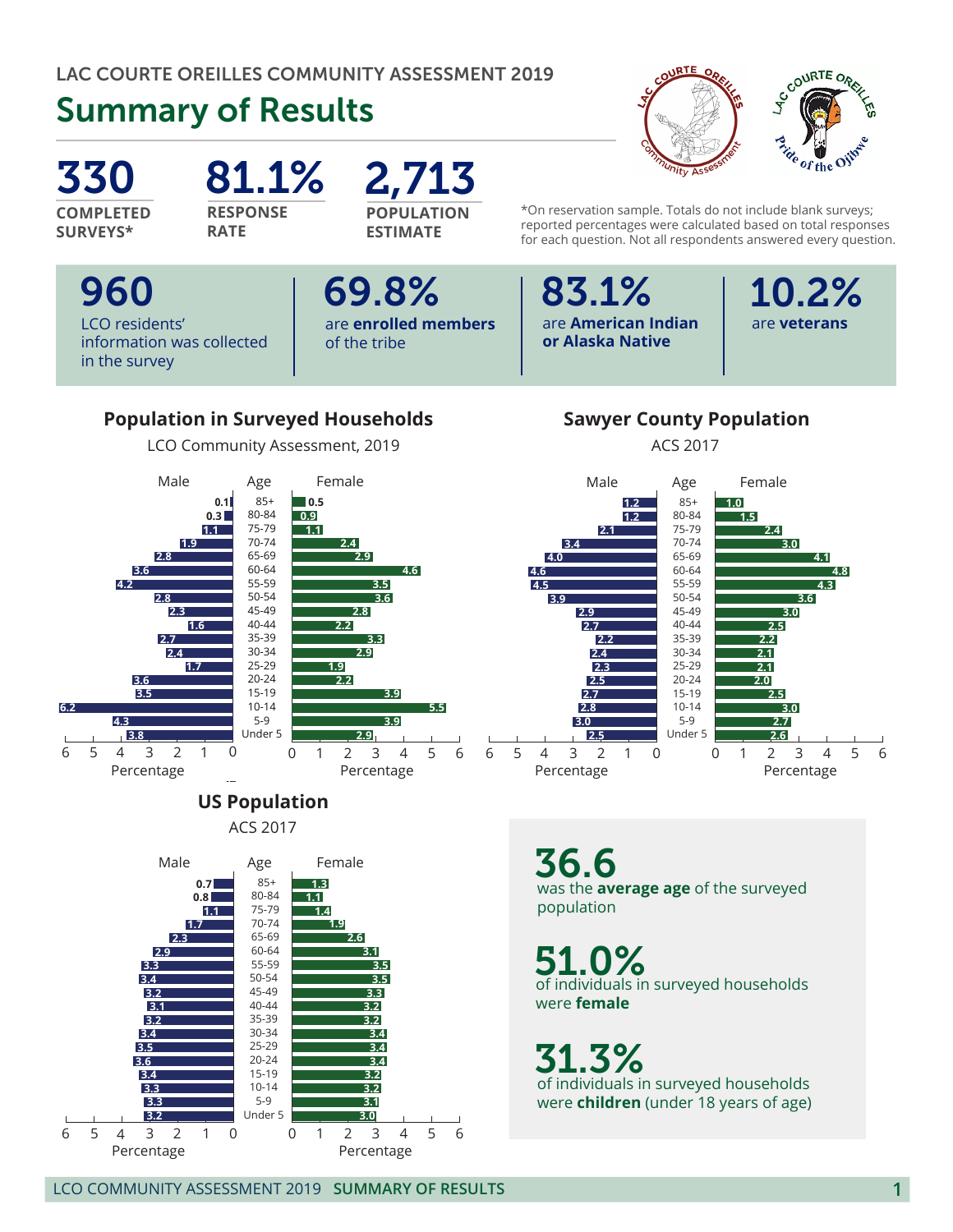LAC COURTE OREILLES COMMUNITY ASSESSMENT 2019

# Summary of Results

**330**
COMPLETED SURVEYS*

**81.1%**
RESPONSE RATE

**2,713**
POPULATION ESTIMATE

*On reservation sample. Totals do not include blank surveys; reported percentages were calculated based on total responses for each question. Not all respondents answered every question.

**960**
LCO residents' information was collected in the survey

**69.8%**
are **enrolled members** of the tribe

**83.1%**
are **American Indian or Alaska Native**

**10.2%**
are **veterans**

### Population in Surveyed Households

LCO Community Assessment, 2019

Male | Age | Female

85+: 0.1 | 0.5
80-84: 0.3 | 0.9
75-79: 1.1 | 1.1
70-74: 1.9 | 2.4
65-69: 2.8 | 2.9
60-64: 3.6 | 4.6
55-59: 4.2 | 3.5
50-54: 2.8 | 3.6
45-49: 2.3 | 2.8
40-44: 1.6 | 2.2
35-39: 2.7 | 3.3
30-34: 2.4 | 2.9
25-29: 1.7 | 1.9
20-24: 3.6 | 2.2
15-19: 3.5 | 3.9
10-14: 6.2 | 5.5
5-9: 4.3 | 3.9
Under 5: 3.8 | 2.9

6 5 4 3 2 1 0 Percentage | 0 1 2 3 4 5 6 Percentage

### Sawyer County Population

ACS 2017

Male | Age | Female

85+: 1.2 | 1.0
80-84: 1.2 | 1.5
75-79: 2.1 | 2.4
70-74: 3.4 | 3.0
65-69: 4.0 | 4.1
60-64: 4.6 | 4.8
55-59: 4.5 | 4.3
50-54: 3.9 | 3.6
45-49: 2.9 | 3.0
40-44: 2.7 | 2.5
35-39: 2.2 | 2.2
30-34: 2.4 | 2.1
25-29: 2.3 | 2.1
20-24: 2.5 | 2.0
15-19: 2.7 | 2.5
10-14: 2.8 | 3.0
5-9: 3.0 | 2.7
Under 5: 2.5 | 2.6

6 5 4 3 2 1 0 Percentage | 0 1 2 3 4 5 6 Percentage

### US Population

ACS 2017

Male | Age | Female

85+: 0.7 | 1.3
80-84: 0.8 | 1.1
75-79: 1.1 | 1.4
70-74: 1.7 | 1.9
65-69: 2.3 | 2.6
60-64: 2.9 | 3.1
55-59: 3.3 | 3.5
50-54: 3.4 | 3.5
45-49: 3.2 | 3.3
40-44: 3.1 | 3.2
35-39: 3.2 | 3.2
30-34: 3.4 | 3.4
25-29: 3.5 | 3.4
20-24: 3.6 | 3.4
15-19: 3.4 | 3.2
10-14: 3.3 | 3.2
5-9: 3.3 | 3.1
Under 5: 3.2 | 3.0

6 5 4 3 2 1 0 Percentage | 0 1 2 3 4 5 6 Percentage

**36.6**
was the **average age** of the surveyed population

**51.0%**
of individuals in surveyed households were **female**

**31.3%**
of individuals in surveyed households were **children** (under 18 years of age)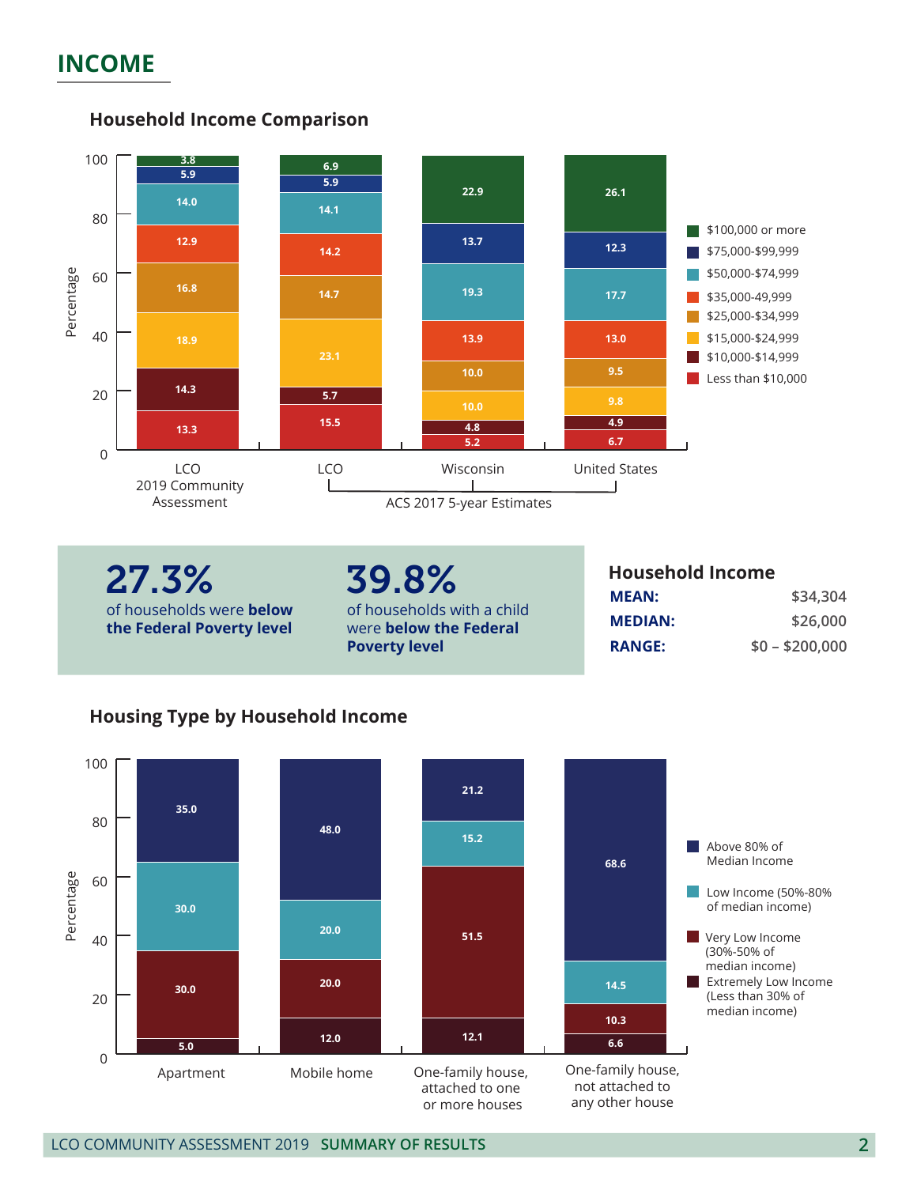# INCOME

## Household Income Comparison

100
80
60
40
20
0
Percentage

LCO 2019 Community Assessment: 3.8, 5.9, 14.0, 12.9, 16.8, 18.9, 14.3, 13.3

LCO: 6.9, 5.9, 14.1, 14.2, 14.7, 23.1, 5.7, 15.5

Wisconsin: 22.9, 13.7, 19.3, 13.9, 10.0, 10.0, 4.8, 5.2

United States: 26.1, 12.3, 17.7, 13.0, 9.5, 9.8, 4.9, 6.7

LCO
2019 Community
Assessment

LCO
Wisconsin
United States
ACS 2017 5-year Estimates

$100,000 or more
$75,000-$99,999
$50,000-$74,999
$35,000-49,999
$25,000-$34,999
$15,000-$24,999
$10,000-$14,999
Less than $10,000

**27.3%** of households were **below the Federal Poverty level**

**39.8%** of households with a child were **below the Federal Poverty level**

### Household Income

| | |
|---|---|
| **MEAN:** | $34,304 |
| **MEDIAN:** | $26,000 |
| **RANGE:** | $0 – $200,000 |

## Housing Type by Household Income

100
80
60
40
20
0
Percentage

Apartment: 35.0, 30.0, 30.0, 5.0

Mobile home: 48.0, 20.0, 20.0, 12.0

One-family house, attached to one or more houses: 21.2, 15.2, 51.5, 12.1

One-family house, not attached to any other house: 68.6, 14.5, 10.3, 6.6

Above 80% of Median Income
Low Income (50%-80% of median income)
Very Low Income (30%-50% of median income)
Extremely Low Income (Less than 30% of median income)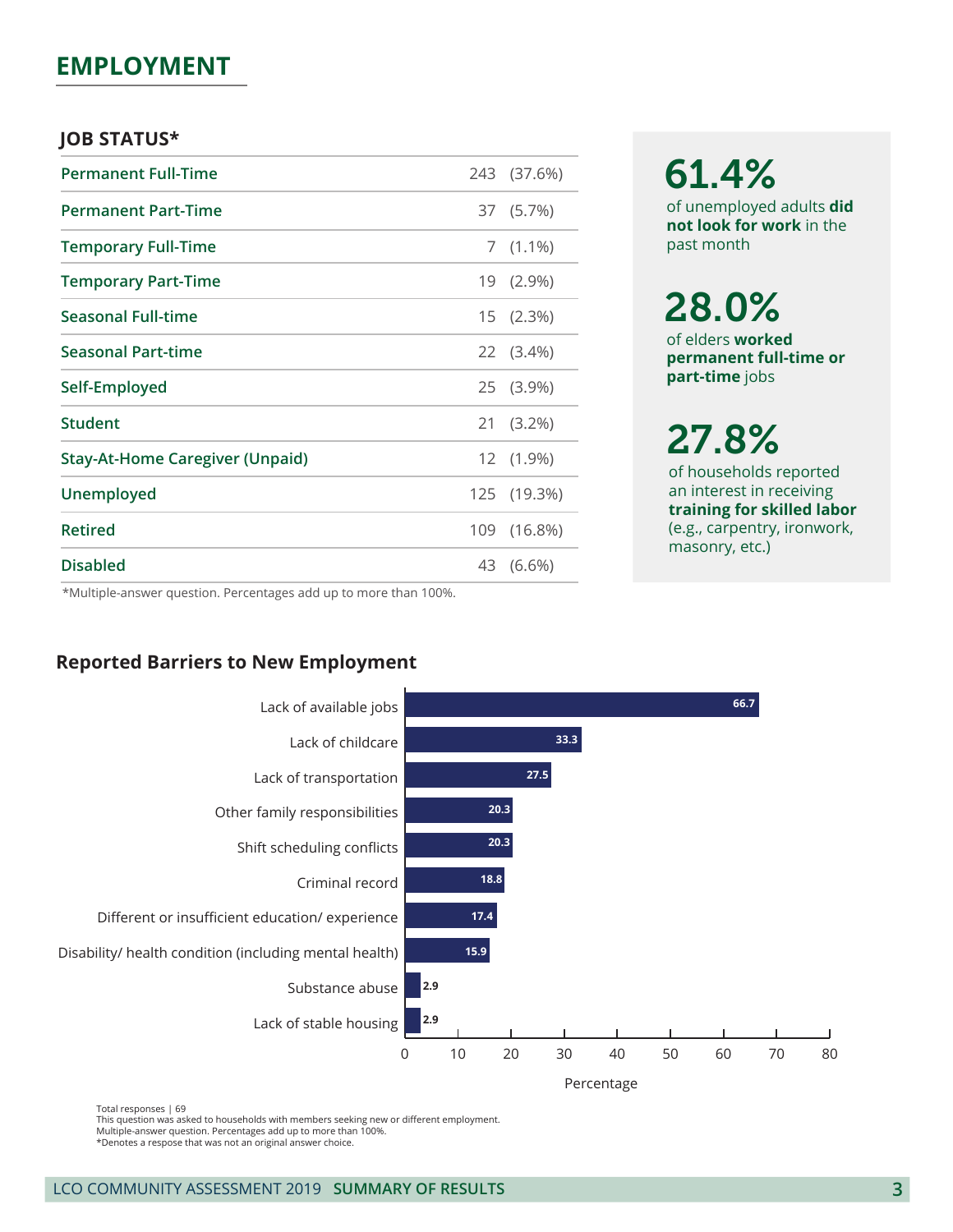# EMPLOYMENT

### JOB STATUS*

| | | |
|---|---|---|
| Permanent Full-Time | 243 | (37.6%) |
| Permanent Part-Time | 37 | (5.7%) |
| Temporary Full-Time | 7 | (1.1%) |
| Temporary Part-Time | 19 | (2.9%) |
| Seasonal Full-time | 15 | (2.3%) |
| Seasonal Part-time | 22 | (3.4%) |
| Self-Employed | 25 | (3.9%) |
| Student | 21 | (3.2%) |
| Stay-At-Home Caregiver (Unpaid) | 12 | (1.9%) |
| Unemployed | 125 | (19.3%) |
| Retired | 109 | (16.8%) |
| Disabled | 43 | (6.6%) |

*Multiple-answer question. Percentages add up to more than 100%.

**61.4%**
of unemployed adults **did not look for work** in the past month

**28.0%**
of elders **worked permanent full-time or part-time** jobs

**27.8%**
of households reported an interest in receiving **training for skilled labor** (e.g., carpentry, ironwork, masonry, etc.)

### Reported Barriers to New Employment

Lack of available jobs 66.7
Lack of childcare 33.3
Lack of transportation 27.5
Other family responsibilities 20.3
Shift scheduling conflicts 20.3
Criminal record 18.8
Different or insufficient education/ experience 17.4
Disability/ health condition (including mental health) 15.9
Substance abuse 2.9
Lack of stable housing 2.9

0 10 20 30 40 50 60 70 80
Percentage

Total responses | 69
This question was asked to households with members seeking new or different employment.
Multiple-answer question. Percentages add up to more than 100%.
*Denotes a respose that was not an original answer choice.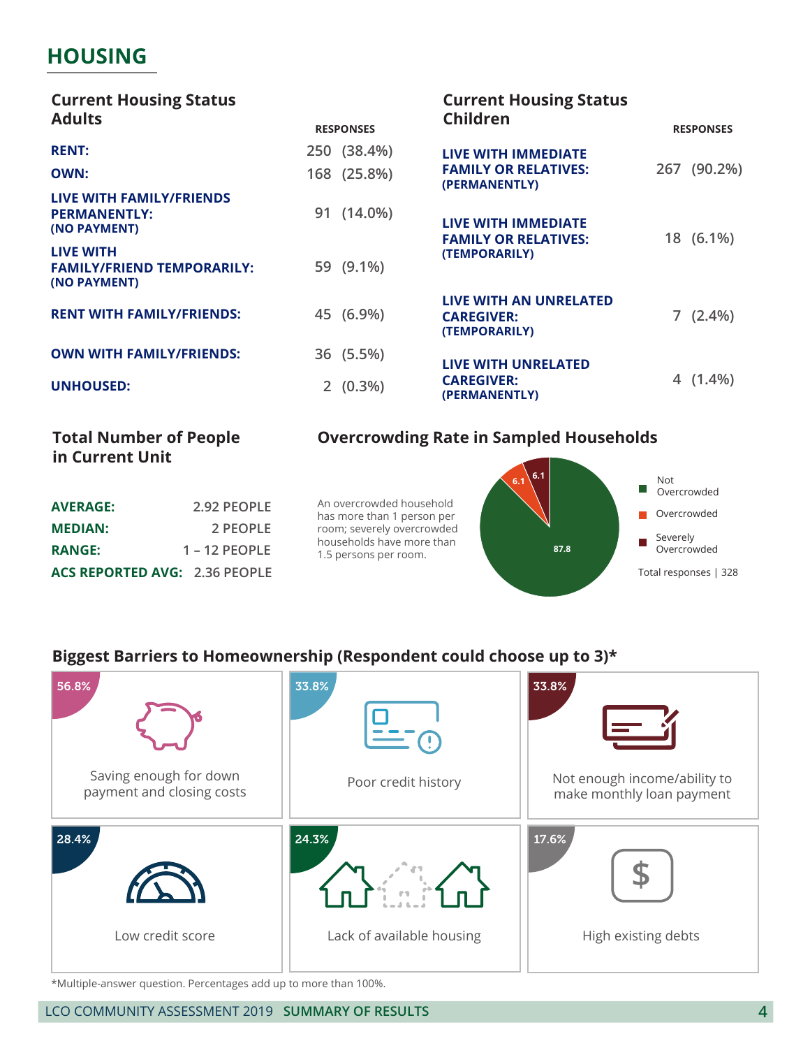# HOUSING

## Current Housing Status Adults

| | RESPONSES |
|---|---|
| **RENT:** | 250 (38.4%) |
| **OWN:** | 168 (25.8%) |
| **LIVE WITH FAMILY/FRIENDS PERMANENTLY:** (NO PAYMENT) | 91 (14.0%) |
| **LIVE WITH FAMILY/FRIEND TEMPORARILY:** (NO PAYMENT) | 59 (9.1%) |
| **RENT WITH FAMILY/FRIENDS:** | 45 (6.9%) |
| **OWN WITH FAMILY/FRIENDS:** | 36 (5.5%) |
| **UNHOUSED:** | 2 (0.3%) |

## Current Housing Status Children

| | RESPONSES |
|---|---|
| **LIVE WITH IMMEDIATE FAMILY OR RELATIVES:** (PERMANENTLY) | 267 (90.2%) |
| **LIVE WITH IMMEDIATE FAMILY OR RELATIVES:** (TEMPORARILY) | 18 (6.1%) |
| **LIVE WITH AN UNRELATED CAREGIVER:** (TEMPORARILY) | 7 (2.4%) |
| **LIVE WITH UNRELATED CAREGIVER:** (PERMANENTLY) | 4 (1.4%) |

## Total Number of People in Current Unit

| | |
|---|---|
| **AVERAGE:** | 2.92 PEOPLE |
| **MEDIAN:** | 2 PEOPLE |
| **RANGE:** | 1 – 12 PEOPLE |
| **ACS REPORTED AVG:** | 2.36 PEOPLE |

## Overcrowding Rate in Sampled Households

An overcrowded household has more than 1 person per room; severely overcrowded households have more than 1.5 persons per room.

87.8
6.1
6.1

Not Overcrowded
Overcrowded
Severely Overcrowded

Total responses | 328

## Biggest Barriers to Homeownership (Respondent could choose up to 3)*

56.8% Saving enough for down payment and closing costs

33.8% Poor credit history

33.8% Not enough income/ability to make monthly loan payment

28.4% Low credit score

24.3% Lack of available housing

17.6% High existing debts

*Multiple-answer question. Percentages add up to more than 100%.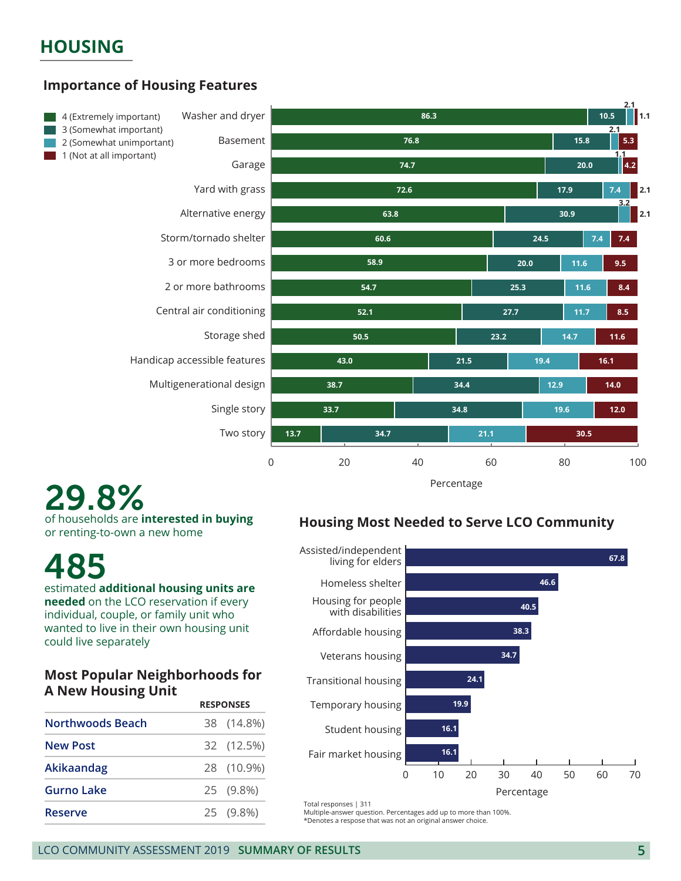# HOUSING

## Importance of Housing Features

4 (Extremely important)
3 (Somewhat important)
2 (Somewhat unimportant)
1 (Not at all important)

Washer and dryer 86.3 10.5 2.1 1.1
Basement 76.8 15.8 2.1 5.3
Garage 74.7 20.0 1.1 4.2
Yard with grass 72.6 17.9 7.4 2.1
Alternative energy 63.8 30.9 3.2 2.1
Storm/tornado shelter 60.6 24.5 7.4 7.4
3 or more bedrooms 58.9 20.0 11.6 9.5
2 or more bathrooms 54.7 25.3 11.6 8.4
Central air conditioning 52.1 27.7 11.7 8.5
Storage shed 50.5 23.2 14.7 11.6
Handicap accessible features 43.0 21.5 19.4 16.1
Multigenerational design 38.7 34.4 12.9 14.0
Single story 33.7 34.8 19.6 12.0
Two story 13.7 34.7 21.1 30.5

0 20 40 60 80 100

Percentage

**29.8%**

of households are **interested in buying** or renting-to-own a new home

**485**

estimated **additional housing units are needed** on the LCO reservation if every individual, couple, or family unit who wanted to live in their own housing unit could live separately

## Most Popular Neighborhoods for A New Housing Unit

| | RESPONSES | |
|---|---|---|
| Northwoods Beach | 38 | (14.8%) |
| New Post | 32 | (12.5%) |
| Akikaandag | 28 | (10.9%) |
| Gurno Lake | 25 | (9.8%) |
| Reserve | 25 | (9.8%) |

## Housing Most Needed to Serve LCO Community

Assisted/independent living for elders 67.8
Homeless shelter 46.6
Housing for people with disabilities 40.5
Affordable housing 38.3
Veterans housing 34.7
Transitional housing 24.1
Temporary housing 19.9
Student housing 16.1
Fair market housing 16.1

0 10 20 30 40 50 60 70

Percentage

Total responses | 311
Multiple-answer question. Percentages add up to more than 100%.
*Denotes a respose that was not an original answer choice.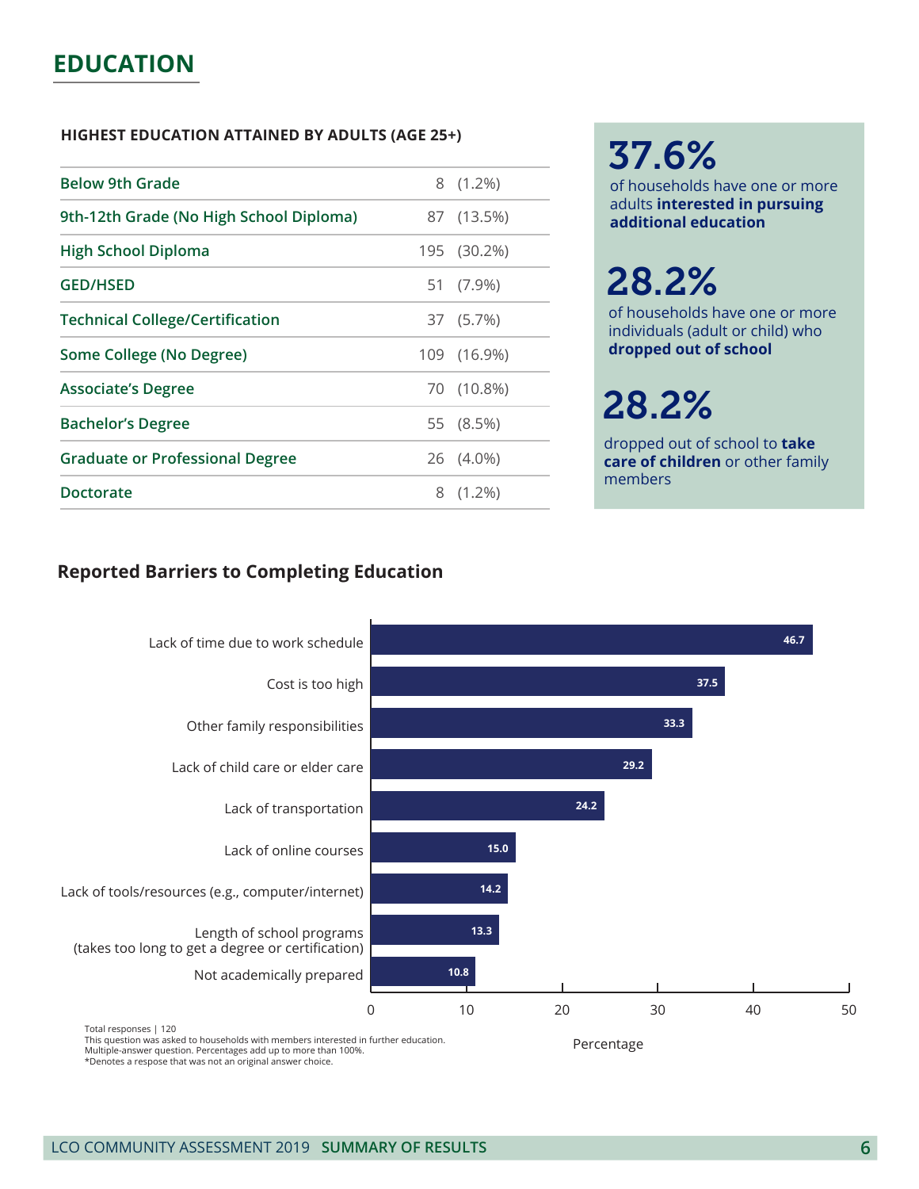# EDUCATION

### HIGHEST EDUCATION ATTAINED BY ADULTS (AGE 25+)

| | | |
|---|---|---|
| Below 9th Grade | 8 | (1.2%) |
| 9th-12th Grade (No High School Diploma) | 87 | (13.5%) |
| High School Diploma | 195 | (30.2%) |
| GED/HSED | 51 | (7.9%) |
| Technical College/Certification | 37 | (5.7%) |
| Some College (No Degree) | 109 | (16.9%) |
| Associate's Degree | 70 | (10.8%) |
| Bachelor's Degree | 55 | (8.5%) |
| Graduate or Professional Degree | 26 | (4.0%) |
| Doctorate | 8 | (1.2%) |

**37.6%**
of households have one or more adults **interested in pursuing additional education**

**28.2%**
of households have one or more individuals (adult or child) who **dropped out of school**

**28.2%**
dropped out of school to **take care of children** or other family members

### Reported Barriers to Completing Education

Lack of time due to work schedule 46.7
Cost is too high 37.5
Other family responsibilities 33.3
Lack of child care or elder care 29.2
Lack of transportation 24.2
Lack of online courses 15.0
Lack of tools/resources (e.g., computer/internet) 14.2
Length of school programs (takes too long to get a degree or certification) 13.3
Not academically prepared 10.8

0 10 20 30 40 50
Percentage

Total responses | 120
This question was asked to households with members interested in further education.
Multiple-answer question. Percentages add up to more than 100%.
*Denotes a respose that was not an original answer choice.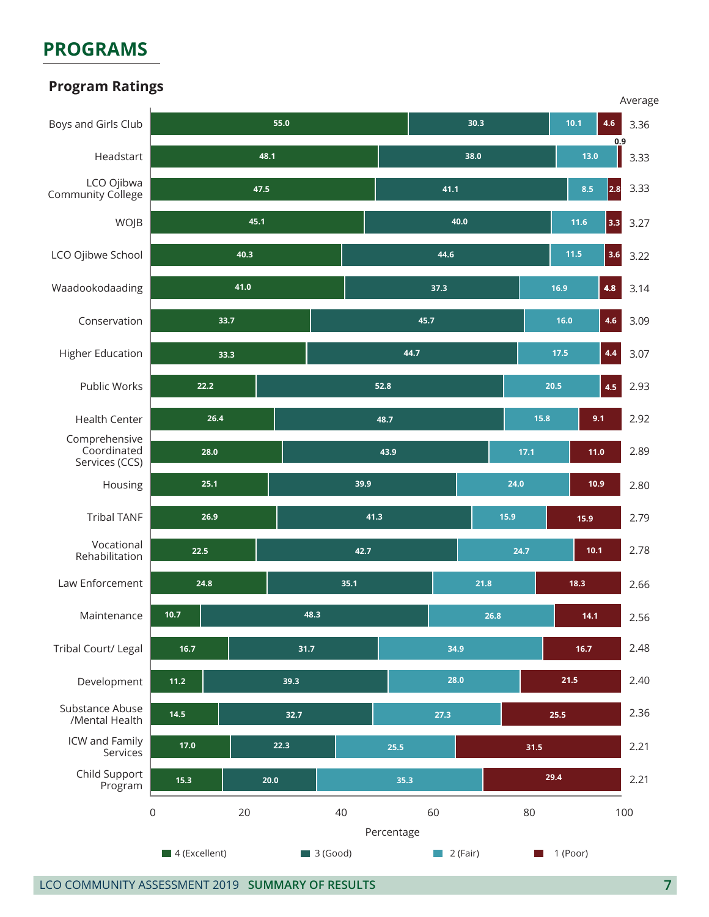# PROGRAMS

## Program Ratings

Average

Boys and Girls Club 55.0 30.3 10.1 4.6 3.36

Headstart 48.1 38.0 13.0 0.9 3.33

LCO Ojibwa Community College 47.5 41.1 8.5 2.8 3.33

WOJB 45.1 40.0 11.6 3.3 3.27

LCO Ojibwe School 40.3 44.6 11.5 3.6 3.22

Waadookodaading 41.0 37.3 16.9 4.8 3.14

Conservation 33.7 45.7 16.0 4.6 3.09

Higher Education 33.3 44.7 17.5 4.4 3.07

Public Works 22.2 52.8 20.5 4.5 2.93

Health Center 26.4 48.7 15.8 9.1 2.92

Comprehensive Coordinated Services (CCS) 28.0 43.9 17.1 11.0 2.89

Housing 25.1 39.9 24.0 10.9 2.80

Tribal TANF 26.9 41.3 15.9 15.9 2.79

Vocational Rehabilitation 22.5 42.7 24.7 10.1 2.78

Law Enforcement 24.8 35.1 21.8 18.3 2.66

Maintenance 10.7 48.3 26.8 14.1 2.56

Tribal Court/ Legal 16.7 31.7 34.9 16.7 2.48

Development 11.2 39.3 28.0 21.5 2.40

Substance Abuse /Mental Health 14.5 32.7 27.3 25.5 2.36

ICW and Family Services 17.0 22.3 25.5 31.5 2.21

Child Support Program 15.3 20.0 35.3 29.4 2.21

0 20 40 60 80 100

Percentage

4 (Excellent) 3 (Good) 2 (Fair) 1 (Poor)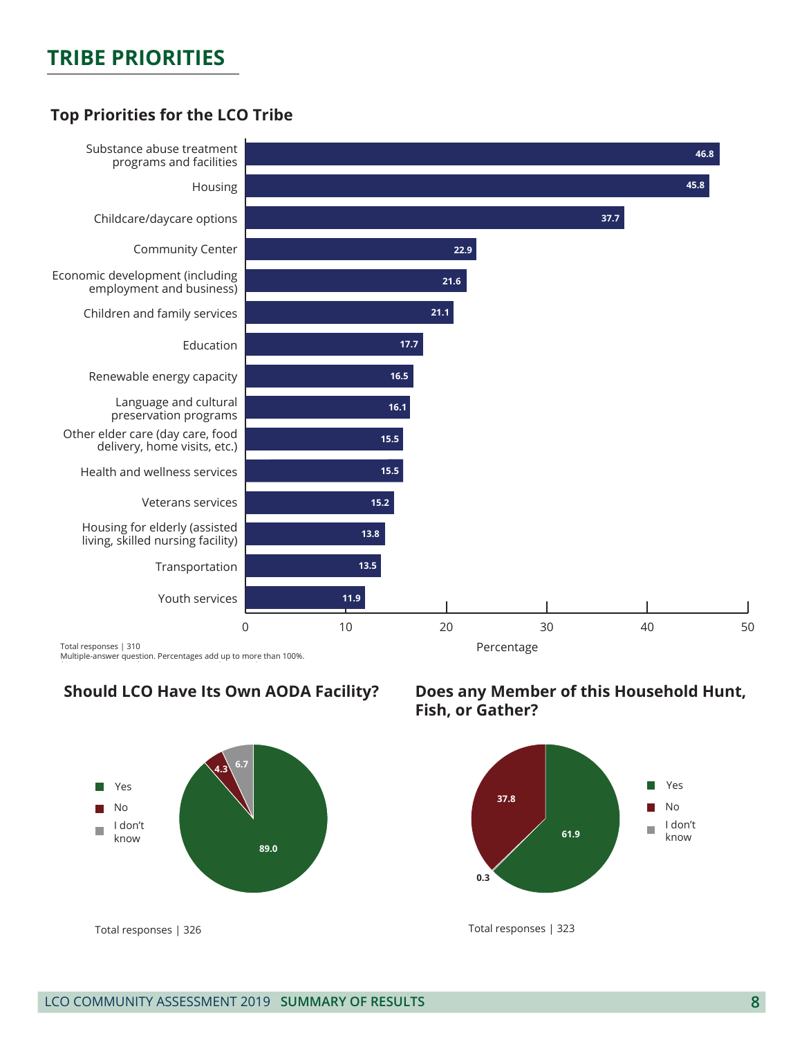# TRIBE PRIORITIES

## Top Priorities for the LCO Tribe

Substance abuse treatment programs and facilities 46.8
Housing 45.8
Childcare/daycare options 37.7
Community Center 22.9
Economic development (including employment and business) 21.6
Children and family services 21.1
Education 17.7
Renewable energy capacity 16.5
Language and cultural preservation programs 16.1
Other elder care (day care, food delivery, home visits, etc.) 15.5
Health and wellness services 15.5
Veterans services 15.2
Housing for elderly (assisted living, skilled nursing facility) 13.8
Transportation 13.5
Youth services 11.9

0 10 20 30 40 50
Percentage

Total responses | 310
Multiple-answer question. Percentages add up to more than 100%.

## Should LCO Have Its Own AODA Facility?

Yes
No
I don't know

89.0
4.3
6.7

Total responses | 326

## Does any Member of this Household Hunt, Fish, or Gather?

Yes
No
I don't know

61.9
37.8
0.3

Total responses | 323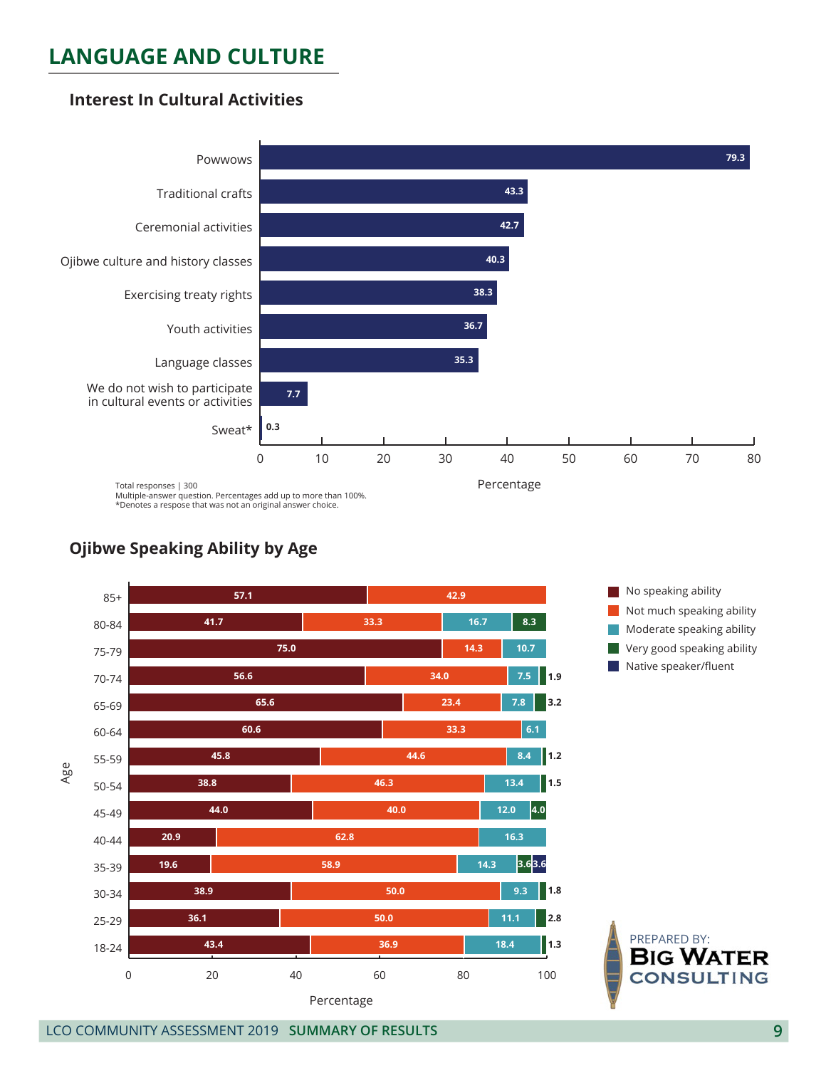# LANGUAGE AND CULTURE

## Interest In Cultural Activities

Powwows 79.3
Traditional crafts 43.3
Ceremonial activities 42.7
Ojibwe culture and history classes 40.3
Exercising treaty rights 38.3
Youth activities 36.7
Language classes 35.3
We do not wish to participate in cultural events or activities 7.7
Sweat* 0.3

0 10 20 30 40 50 60 70 80

Percentage

Total responses | 300
Multiple-answer question. Percentages add up to more than 100%.
*Denotes a respose that was not an original answer choice.

## Ojibwe Speaking Ability by Age

No speaking ability
Not much speaking ability
Moderate speaking ability
Very good speaking ability
Native speaker/fluent

Age

85+ 57.1 42.9
80-84 41.7 33.3 16.7 8.3
75-79 75.0 14.3 10.7
70-74 56.6 34.0 7.5 1.9
65-69 65.6 23.4 7.8 3.2
60-64 60.6 33.3 6.1
55-59 45.8 44.6 8.4 1.2
50-54 38.8 46.3 13.4 1.5
45-49 44.0 40.0 12.0 4.0
40-44 20.9 62.8 16.3
35-39 19.6 58.9 14.3 3.6 3.6
30-34 38.9 50.0 9.3 1.8
25-29 36.1 50.0 11.1 2.8
18-24 43.4 36.9 18.4 1.3

0 20 40 60 80 100

Percentage

PREPARED BY: BIG WATER CONSULTING

LCO COMMUNITY ASSESSMENT 2019 SUMMARY OF RESULTS